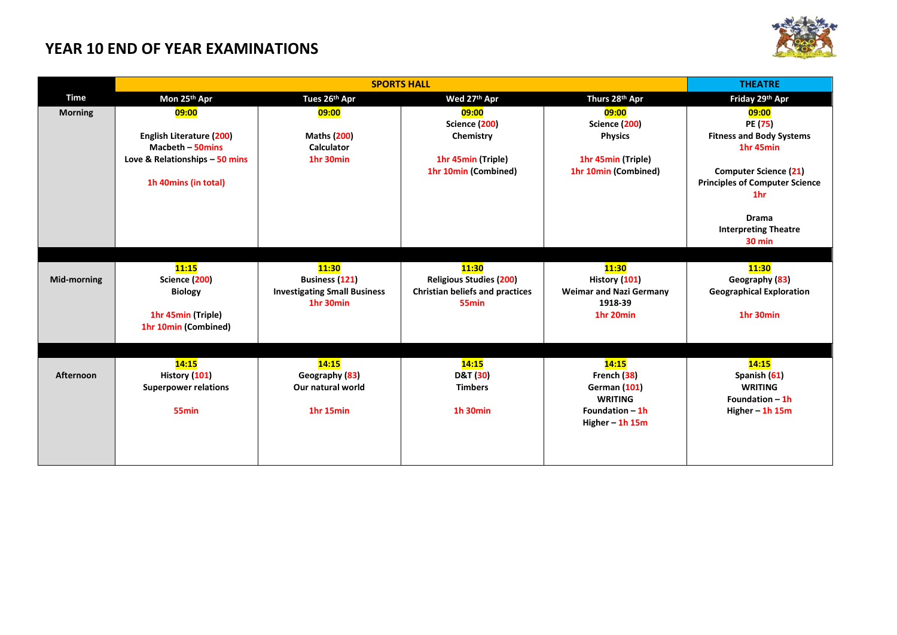# YEAR 10 END OF YEAR EXAMINATIONS

| | SPORTS HALL | | | | THEATRE |
|---|---|---|---|---|---|
| **Time** | **Mon 25th Apr** | **Tues 26th Apr** | **Wed 27th Apr** | **Thurs 28th Apr** | **Friday 29th Apr** |
| **Morning** | **09:00**<br><br>**English Literature (200)**<br>**Macbeth – 50mins**<br>**Love & Relationships – 50 mins**<br><br>**1h 40mins (in total)** | **09:00**<br><br>**Maths (200)**<br>**Calculator**<br>**1hr 30min** | **09:00**<br>**Science (200)**<br>**Chemistry**<br><br>**1hr 45min (Triple)**<br>**1hr 10min (Combined)** | **09:00**<br>**Science (200)**<br>**Physics**<br><br>**1hr 45min (Triple)**<br>**1hr 10min (Combined)** | **09:00**<br>**PE (75)**<br>**Fitness and Body Systems**<br>**1hr 45min**<br><br>**Computer Science (21)**<br>**Principles of Computer Science**<br>**1hr**<br><br>**Drama**<br>**Interpreting Theatre**<br>**30 min** |
| **Mid-morning** | **11:15**<br>**Science (200)**<br>**Biology**<br><br>**1hr 45min (Triple)**<br>**1hr 10min (Combined)** | **11:30**<br>**Business (121)**<br>**Investigating Small Business**<br>**1hr 30min** | **11:30**<br>**Religious Studies (200)**<br>**Christian beliefs and practices**<br>**55min** | **11:30**<br>**History (101)**<br>**Weimar and Nazi Germany 1918-39**<br>**1hr 20min** | **11:30**<br>**Geography (83)**<br>**Geographical Exploration**<br><br>**1hr 30min** |
| **Afternoon** | **14:15**<br>**History (101)**<br>**Superpower relations**<br><br>**55min** | **14:15**<br>**Geography (83)**<br>**Our natural world**<br><br>**1hr 15min** | **14:15**<br>**D&T (30)**<br>**Timbers**<br><br>**1h 30min** | **14:15**<br>**French (38)**<br>**German (101)**<br>**WRITING**<br>**Foundation – 1h**<br>**Higher – 1h 15m** | **14:15**<br>**Spanish (61)**<br>**WRITING**<br>**Foundation – 1h**<br>**Higher – 1h 15m** |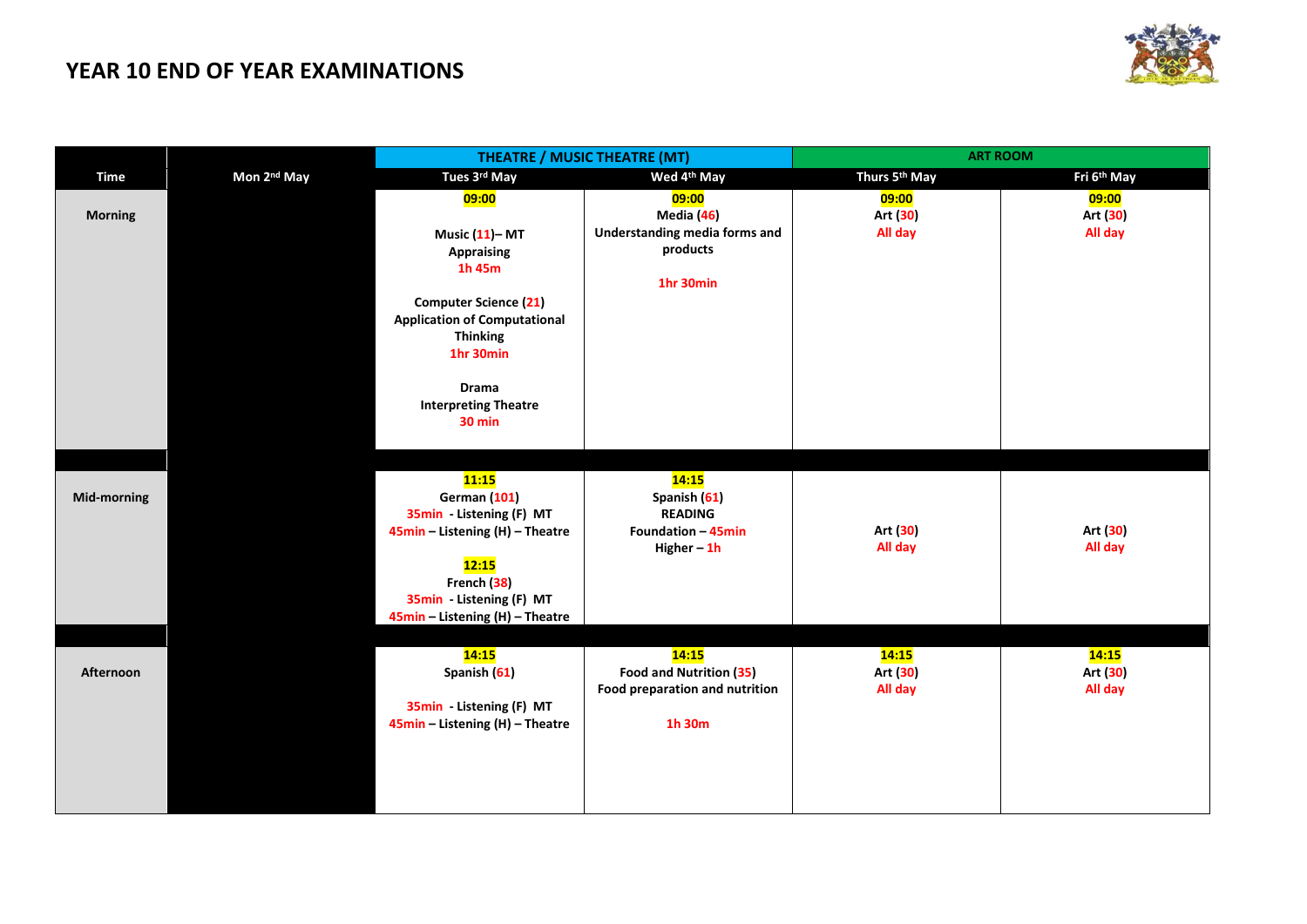# YEAR 10 END OF YEAR EXAMINATIONS

| | | THEATRE / MUSIC THEATRE (MT) | | ART ROOM | |
|---|---|---|---|---|---|
| **Time** | **Mon 2nd May** | **Tues 3rd May** | **Wed 4th May** | **Thurs 5th May** | **Fri 6th May** |
| **Morning** | | **09:00**<br><br>**Music (11)– MT**<br>**Appraising**<br>**1h 45m**<br><br>**Computer Science (21)**<br>**Application of Computational Thinking**<br>**1hr 30min**<br><br>**Drama**<br>**Interpreting Theatre**<br>**30 min** | **09:00**<br>**Media (46)**<br>**Understanding media forms and products**<br><br>**1hr 30min** | **09:00**<br>**Art (30)**<br>**All day** | **09:00**<br>**Art (30)**<br>**All day** |
| **Mid-morning** | | **11:15**<br>**German (101)**<br>**35min - Listening (F) MT**<br>**45min – Listening (H) – Theatre**<br><br>**12:15**<br>**French (38)**<br>**35min - Listening (F) MT**<br>**45min – Listening (H) – Theatre** | **14:15**<br>**Spanish (61)**<br>**READING**<br>**Foundation – 45min**<br>**Higher – 1h** | **Art (30)**<br>**All day** | **Art (30)**<br>**All day** |
| **Afternoon** | | **14:15**<br>**Spanish (61)**<br><br>**35min - Listening (F) MT**<br>**45min – Listening (H) – Theatre** | **14:15**<br>**Food and Nutrition (35)**<br>**Food preparation and nutrition**<br><br>**1h 30m** | **14:15**<br>**Art (30)**<br>**All day** | **14:15**<br>**Art (30)**<br>**All day** |